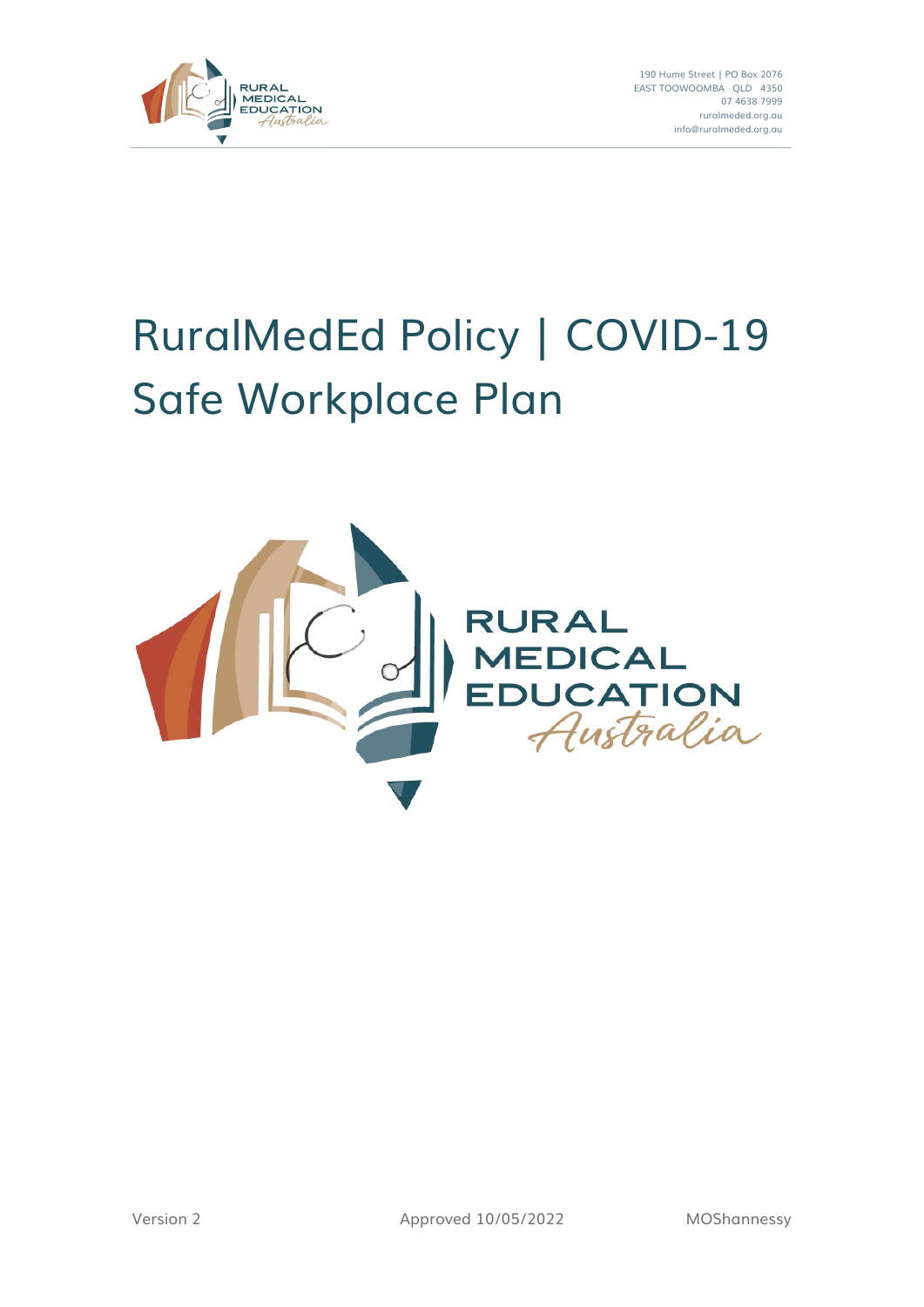190 Hume Street | PO Box 2076
EAST TOOWOOMBA QLD 4350
07 4638 7999
ruralmeded.org.au
info@ruralmeded.org.au

# RuralMedEd Policy | COVID-19 Safe Workplace Plan

RURAL MEDICAL EDUCATION *Australia*

Version 2 | Approved 10/05/2022 | MOShannessy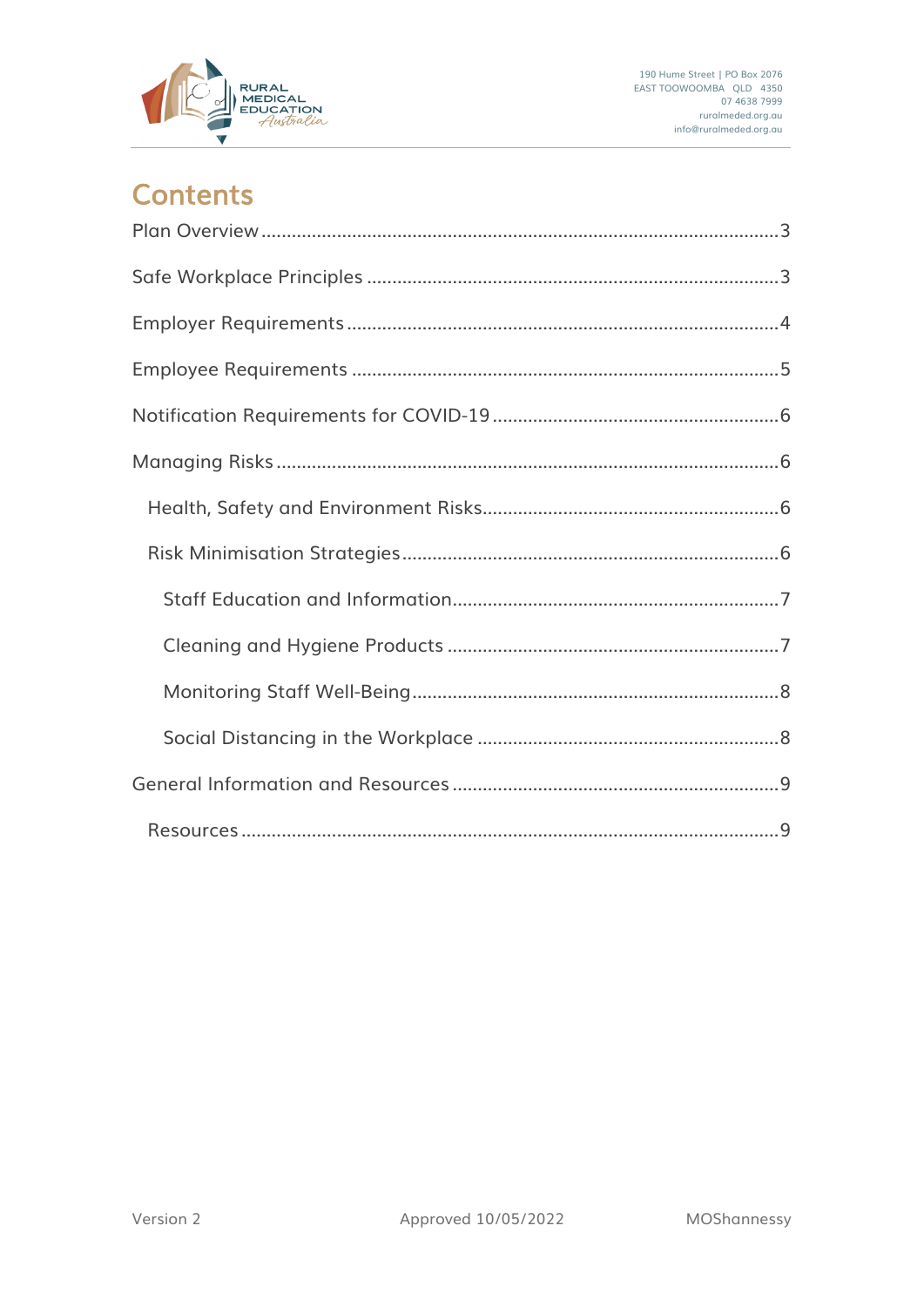# Contents

Plan Overview ..... 3

Safe Workplace Principles ..... 3

Employer Requirements ..... 4

Employee Requirements ..... 5

Notification Requirements for COVID-19 ..... 6

Managing Risks ..... 6

- Health, Safety and Environment Risks ..... 6
- Risk Minimisation Strategies ..... 6
  - Staff Education and Information ..... 7
  - Cleaning and Hygiene Products ..... 7
  - Monitoring Staff Well-Being ..... 8
  - Social Distancing in the Workplace ..... 8

General Information and Resources ..... 9

- Resources ..... 9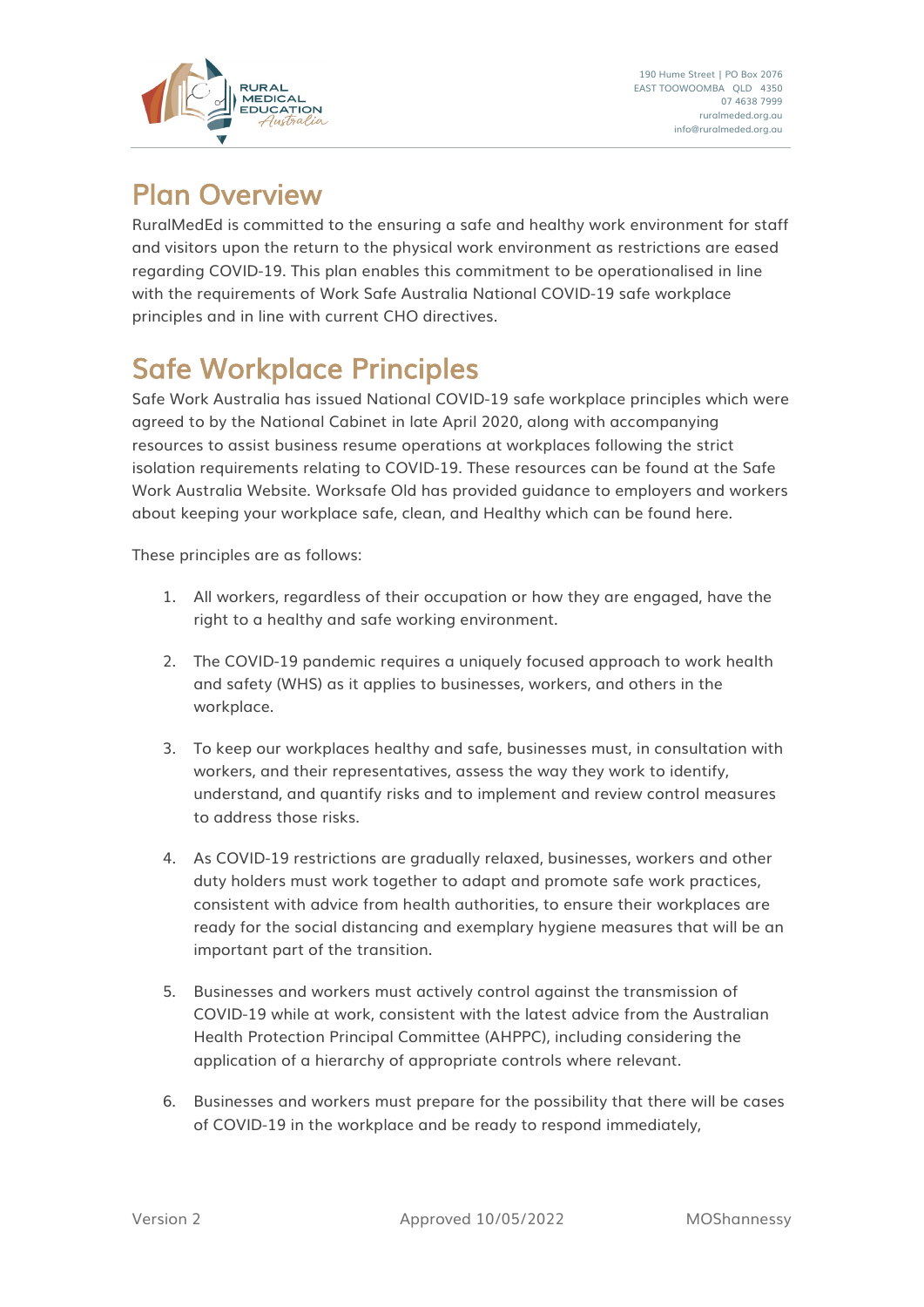# Plan Overview

RuralMedEd is committed to the ensuring a safe and healthy work environment for staff and visitors upon the return to the physical work environment as restrictions are eased regarding COVID-19. This plan enables this commitment to be operationalised in line with the requirements of Work Safe Australia National COVID-19 safe workplace principles and in line with current CHO directives.

# Safe Workplace Principles

Safe Work Australia has issued National COVID-19 safe workplace principles which were agreed to by the National Cabinet in late April 2020, along with accompanying resources to assist business resume operations at workplaces following the strict isolation requirements relating to COVID-19. These resources can be found at the Safe Work Australia Website. Worksafe Qld has provided guidance to employers and workers about keeping your workplace safe, clean, and Healthy which can be found here.

These principles are as follows:

1. All workers, regardless of their occupation or how they are engaged, have the right to a healthy and safe working environment.

2. The COVID-19 pandemic requires a uniquely focused approach to work health and safety (WHS) as it applies to businesses, workers, and others in the workplace.

3. To keep our workplaces healthy and safe, businesses must, in consultation with workers, and their representatives, assess the way they work to identify, understand, and quantify risks and to implement and review control measures to address those risks.

4. As COVID-19 restrictions are gradually relaxed, businesses, workers and other duty holders must work together to adapt and promote safe work practices, consistent with advice from health authorities, to ensure their workplaces are ready for the social distancing and exemplary hygiene measures that will be an important part of the transition.

5. Businesses and workers must actively control against the transmission of COVID-19 while at work, consistent with the latest advice from the Australian Health Protection Principal Committee (AHPPC), including considering the application of a hierarchy of appropriate controls where relevant.

6. Businesses and workers must prepare for the possibility that there will be cases of COVID-19 in the workplace and be ready to respond immediately,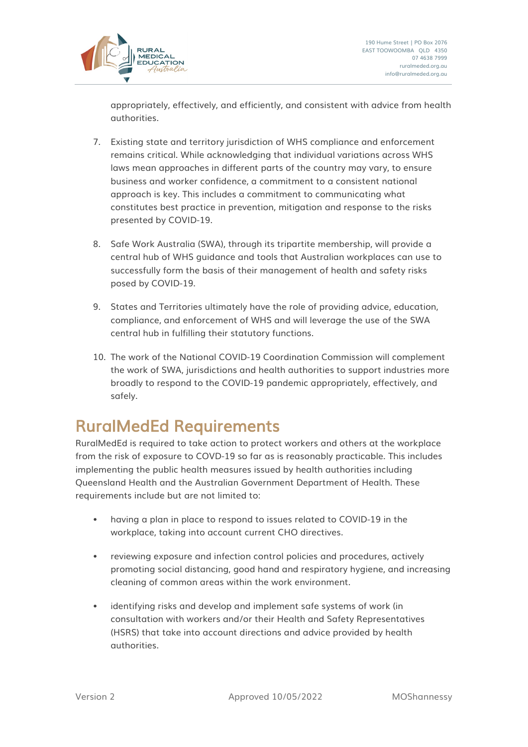appropriately, effectively, and efficiently, and consistent with advice from health authorities.

7. Existing state and territory jurisdiction of WHS compliance and enforcement remains critical. While acknowledging that individual variations across WHS laws mean approaches in different parts of the country may vary, to ensure business and worker confidence, a commitment to a consistent national approach is key. This includes a commitment to communicating what constitutes best practice in prevention, mitigation and response to the risks presented by COVID-19.

8. Safe Work Australia (SWA), through its tripartite membership, will provide a central hub of WHS guidance and tools that Australian workplaces can use to successfully form the basis of their management of health and safety risks posed by COVID-19.

9. States and Territories ultimately have the role of providing advice, education, compliance, and enforcement of WHS and will leverage the use of the SWA central hub in fulfilling their statutory functions.

10. The work of the National COVID-19 Coordination Commission will complement the work of SWA, jurisdictions and health authorities to support industries more broadly to respond to the COVID-19 pandemic appropriately, effectively, and safely.

# RuralMedEd Requirements

RuralMedEd is required to take action to protect workers and others at the workplace from the risk of exposure to COVD-19 so far as is reasonably practicable. This includes implementing the public health measures issued by health authorities including Queensland Health and the Australian Government Department of Health. These requirements include but are not limited to:

- having a plan in place to respond to issues related to COVID-19 in the workplace, taking into account current CHO directives.
- reviewing exposure and infection control policies and procedures, actively promoting social distancing, good hand and respiratory hygiene, and increasing cleaning of common areas within the work environment.
- identifying risks and develop and implement safe systems of work (in consultation with workers and/or their Health and Safety Representatives (HSRS) that take into account directions and advice provided by health authorities.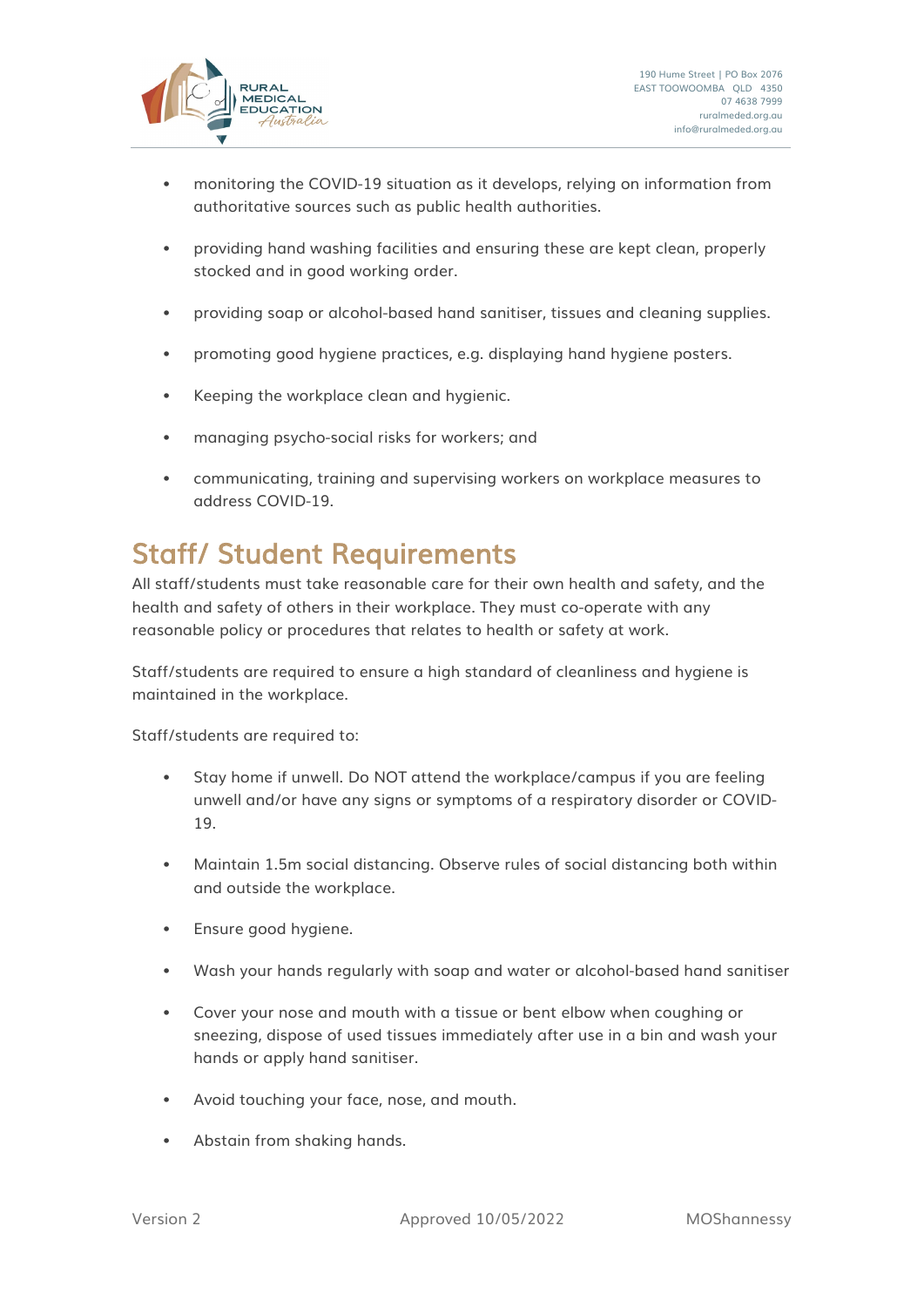- monitoring the COVID-19 situation as it develops, relying on information from authoritative sources such as public health authorities.
- providing hand washing facilities and ensuring these are kept clean, properly stocked and in good working order.
- providing soap or alcohol-based hand sanitiser, tissues and cleaning supplies.
- promoting good hygiene practices, e.g. displaying hand hygiene posters.
- Keeping the workplace clean and hygienic.
- managing psycho-social risks for workers; and
- communicating, training and supervising workers on workplace measures to address COVID-19.

## Staff/ Student Requirements

All staff/students must take reasonable care for their own health and safety, and the health and safety of others in their workplace. They must co-operate with any reasonable policy or procedures that relates to health or safety at work.

Staff/students are required to ensure a high standard of cleanliness and hygiene is maintained in the workplace.

Staff/students are required to:

- Stay home if unwell. Do NOT attend the workplace/campus if you are feeling unwell and/or have any signs or symptoms of a respiratory disorder or COVID-19.
- Maintain 1.5m social distancing. Observe rules of social distancing both within and outside the workplace.
- Ensure good hygiene.
- Wash your hands regularly with soap and water or alcohol-based hand sanitiser
- Cover your nose and mouth with a tissue or bent elbow when coughing or sneezing, dispose of used tissues immediately after use in a bin and wash your hands or apply hand sanitiser.
- Avoid touching your face, nose, and mouth.
- Abstain from shaking hands.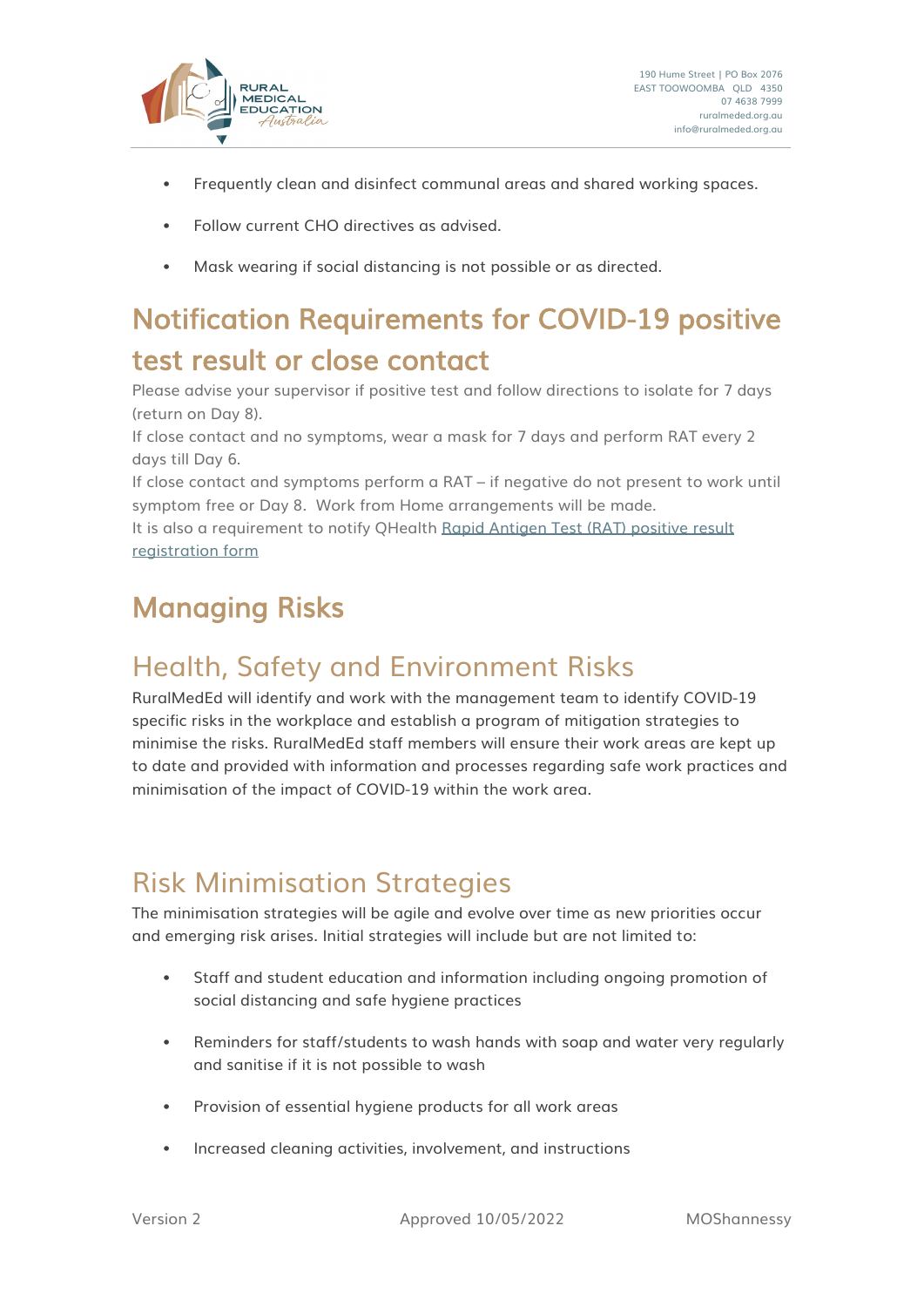- Frequently clean and disinfect communal areas and shared working spaces.
- Follow current CHO directives as advised.
- Mask wearing if social distancing is not possible or as directed.

# Notification Requirements for COVID-19 positive test result or close contact

Please advise your supervisor if positive test and follow directions to isolate for 7 days (return on Day 8).
If close contact and no symptoms, wear a mask for 7 days and perform RAT every 2 days till Day 6.
If close contact and symptoms perform a RAT – if negative do not present to work until symptom free or Day 8. Work from Home arrangements will be made.
It is also a requirement to notify QHealth [Rapid Antigen Test (RAT) positive result registration form]

# Managing Risks

## Health, Safety and Environment Risks

RuralMedEd will identify and work with the management team to identify COVID-19 specific risks in the workplace and establish a program of mitigation strategies to minimise the risks. RuralMedEd staff members will ensure their work areas are kept up to date and provided with information and processes regarding safe work practices and minimisation of the impact of COVID-19 within the work area.

## Risk Minimisation Strategies

The minimisation strategies will be agile and evolve over time as new priorities occur and emerging risk arises. Initial strategies will include but are not limited to:

- Staff and student education and information including ongoing promotion of social distancing and safe hygiene practices
- Reminders for staff/students to wash hands with soap and water very regularly and sanitise if it is not possible to wash
- Provision of essential hygiene products for all work areas
- Increased cleaning activities, involvement, and instructions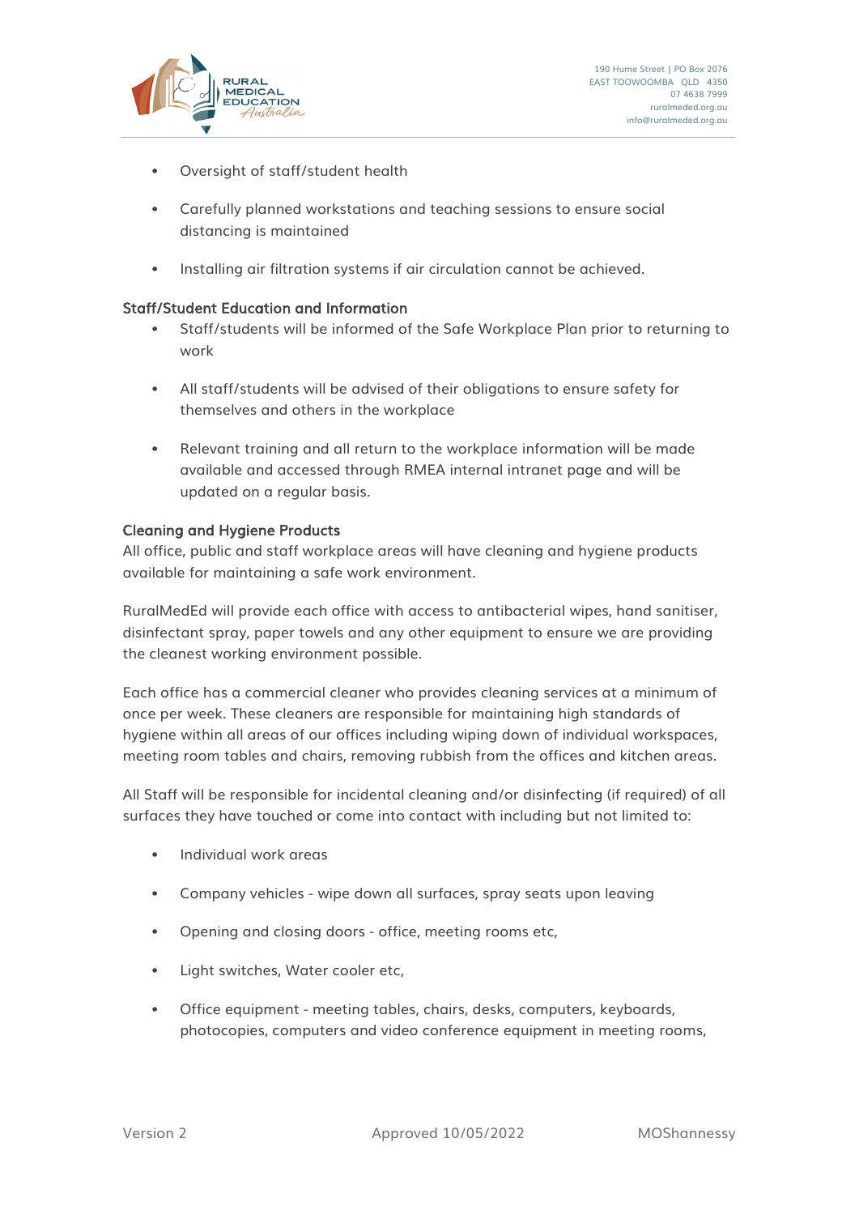- Oversight of staff/student health
- Carefully planned workstations and teaching sessions to ensure social distancing is maintained
- Installing air filtration systems if air circulation cannot be achieved.

### Staff/Student Education and Information

- Staff/students will be informed of the Safe Workplace Plan prior to returning to work
- All staff/students will be advised of their obligations to ensure safety for themselves and others in the workplace
- Relevant training and all return to the workplace information will be made available and accessed through RMEA internal intranet page and will be updated on a regular basis.

### Cleaning and Hygiene Products

All office, public and staff workplace areas will have cleaning and hygiene products available for maintaining a safe work environment.

RuralMedEd will provide each office with access to antibacterial wipes, hand sanitiser, disinfectant spray, paper towels and any other equipment to ensure we are providing the cleanest working environment possible.

Each office has a commercial cleaner who provides cleaning services at a minimum of once per week. These cleaners are responsible for maintaining high standards of hygiene within all areas of our offices including wiping down of individual workspaces, meeting room tables and chairs, removing rubbish from the offices and kitchen areas.

All Staff will be responsible for incidental cleaning and/or disinfecting (if required) of all surfaces they have touched or come into contact with including but not limited to:

- Individual work areas
- Company vehicles - wipe down all surfaces, spray seats upon leaving
- Opening and closing doors - office, meeting rooms etc,
- Light switches, Water cooler etc,
- Office equipment - meeting tables, chairs, desks, computers, keyboards, photocopies, computers and video conference equipment in meeting rooms,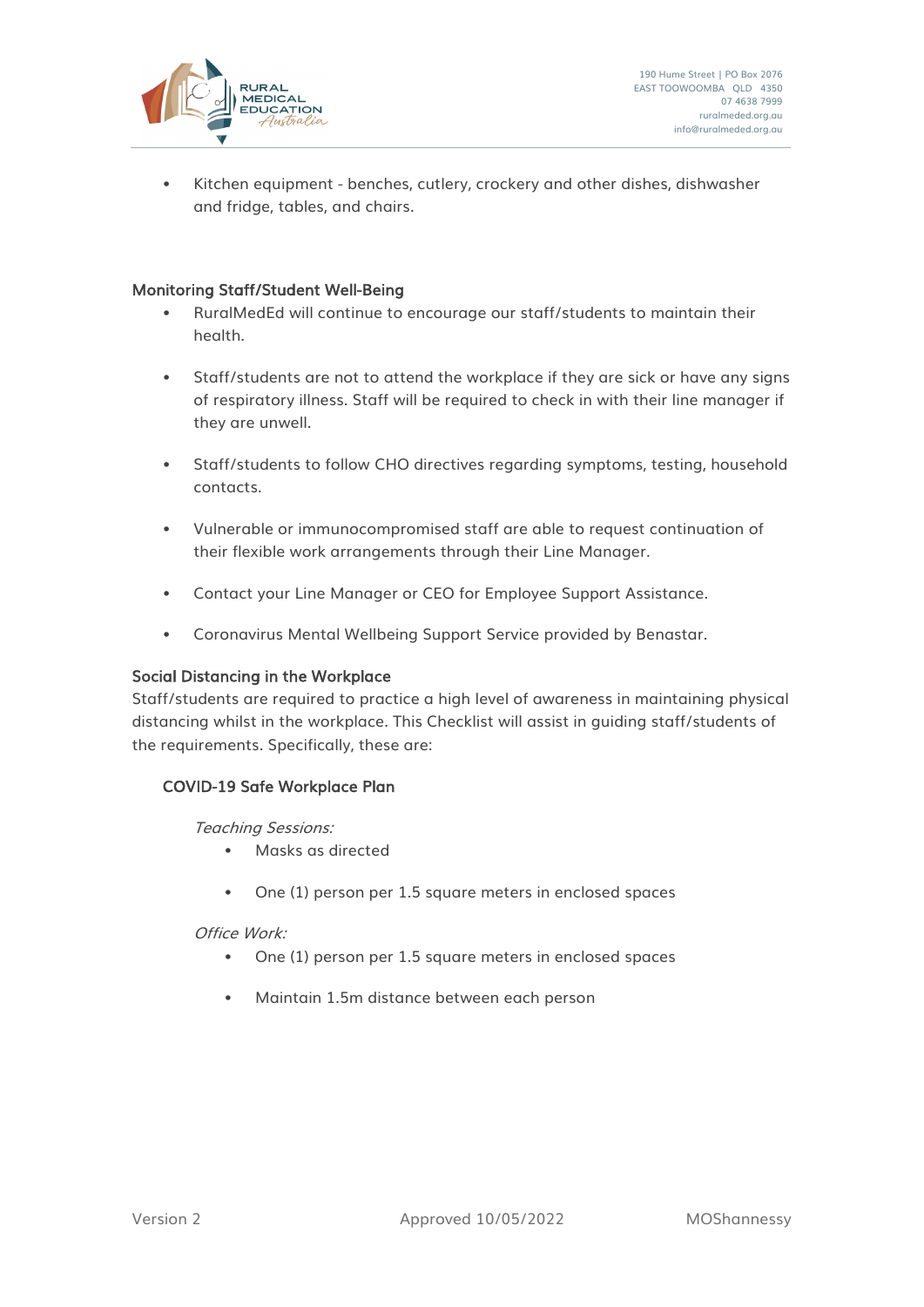- Kitchen equipment - benches, cutlery, crockery and other dishes, dishwasher and fridge, tables, and chairs.

### Monitoring Staff/Student Well-Being

- RuralMedEd will continue to encourage our staff/students to maintain their health.
- Staff/students are not to attend the workplace if they are sick or have any signs of respiratory illness. Staff will be required to check in with their line manager if they are unwell.
- Staff/students to follow CHO directives regarding symptoms, testing, household contacts.
- Vulnerable or immunocompromised staff are able to request continuation of their flexible work arrangements through their Line Manager.
- Contact your Line Manager or CEO for Employee Support Assistance.
- Coronavirus Mental Wellbeing Support Service provided by Benastar.

### Social Distancing in the Workplace

Staff/students are required to practice a high level of awareness in maintaining physical distancing whilst in the workplace. This Checklist will assist in guiding staff/students of the requirements. Specifically, these are:

#### COVID-19 Safe Workplace Plan

*Teaching Sessions:*

- Masks as directed
- One (1) person per 1.5 square meters in enclosed spaces

*Office Work:*

- One (1) person per 1.5 square meters in enclosed spaces
- Maintain 1.5m distance between each person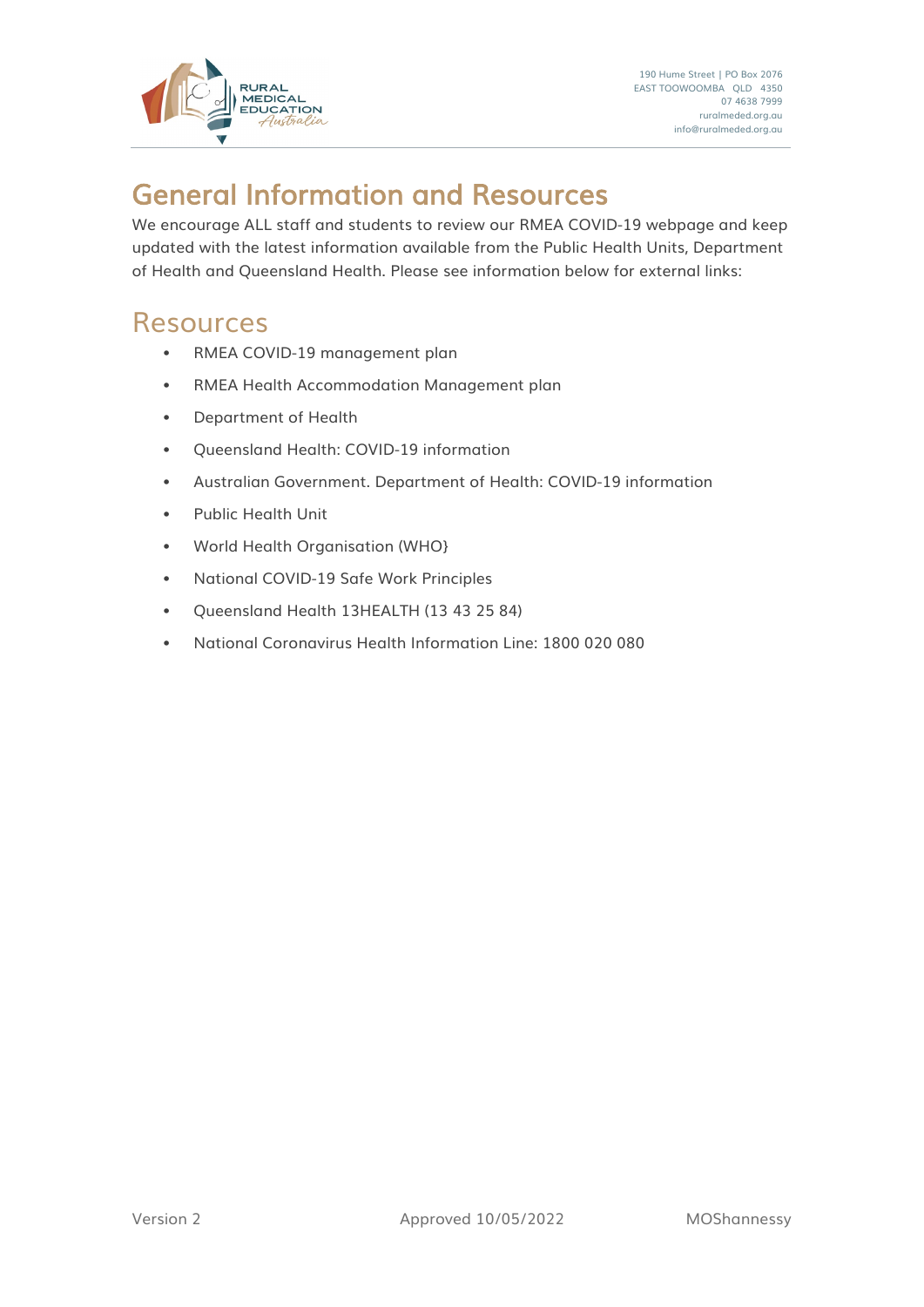# General Information and Resources

We encourage ALL staff and students to review our RMEA COVID-19 webpage and keep updated with the latest information available from the Public Health Units, Department of Health and Queensland Health. Please see information below for external links:

## Resources

- RMEA COVID-19 management plan
- RMEA Health Accommodation Management plan
- Department of Health
- Queensland Health: COVID-19 information
- Australian Government. Department of Health: COVID-19 information
- Public Health Unit
- World Health Organisation (WHO}
- National COVID-19 Safe Work Principles
- Queensland Health 13HEALTH (13 43 25 84)
- National Coronavirus Health Information Line: 1800 020 080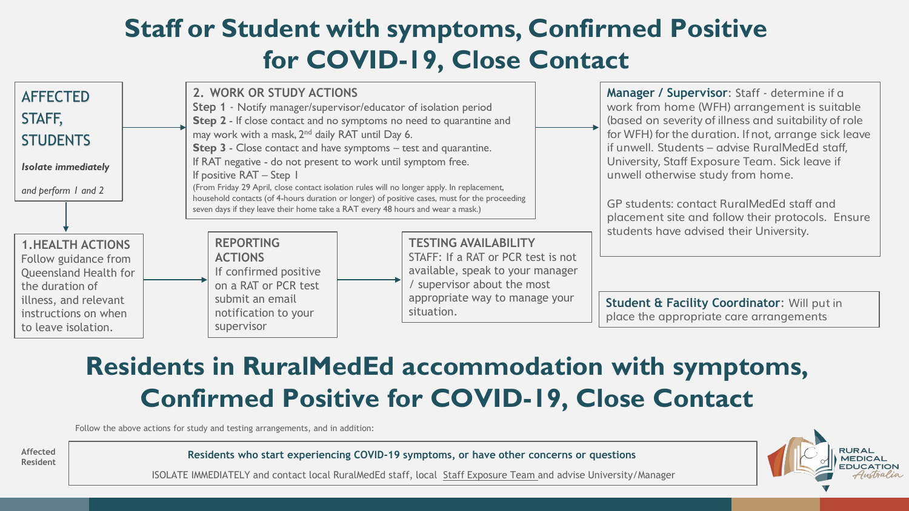# Staff or Student with symptoms, Confirmed Positive for COVID-19, Close Contact

**AFFECTED STAFF, STUDENTS**

***Isolate immediately***

*and perform 1 and 2*

**2. WORK OR STUDY ACTIONS**

**Step 1** - Notify manager/supervisor/educator of isolation period

**Step 2** - If close contact and no symptoms no need to quarantine and may work with a mask, 2nd daily RAT until Day 6.

**Step 3** - Close contact and have symptoms – test and quarantine.

If RAT negative - do not present to work until symptom free.

If positive RAT – Step 1

(From Friday 29 April, close contact isolation rules will no longer apply. In replacement, household contacts (of 4-hours duration or longer) of positive cases, must for the proceeding seven days if they leave their home take a RAT every 48 hours and wear a mask.)

**Manager / Supervisor**: Staff - determine if a work from home (WFH) arrangement is suitable (based on severity of illness and suitability of role for WFH) for the duration. If not, arrange sick leave if unwell. Students – advise RuralMedEd staff, University, Staff Exposure Team. Sick leave if unwell otherwise study from home.

GP students: contact RuralMedEd staff and placement site and follow their protocols. Ensure students have advised their University.

**1. HEALTH ACTIONS**

Follow guidance from Queensland Health for the duration of illness, and relevant instructions on when to leave isolation.

**REPORTING ACTIONS**

If confirmed positive on a RAT or PCR test submit an email notification to your supervisor

**TESTING AVAILABILITY**

STAFF: If a RAT or PCR test is not available, speak to your manager / supervisor about the most appropriate way to manage your situation.

**Student & Facility Coordinator**: Will put in place the appropriate care arrangements

# Residents in RuralMedEd accommodation with symptoms, Confirmed Positive for COVID-19, Close Contact

Follow the above actions for study and testing arrangements, and in addition:

**Affected Resident**

**Residents who start experiencing COVID-19 symptoms, or have other concerns or questions**

ISOLATE IMMEDIATELY and contact local RuralMedEd staff, local Staff Exposure Team and advise University/Manager

RURAL MEDICAL EDUCATION Australia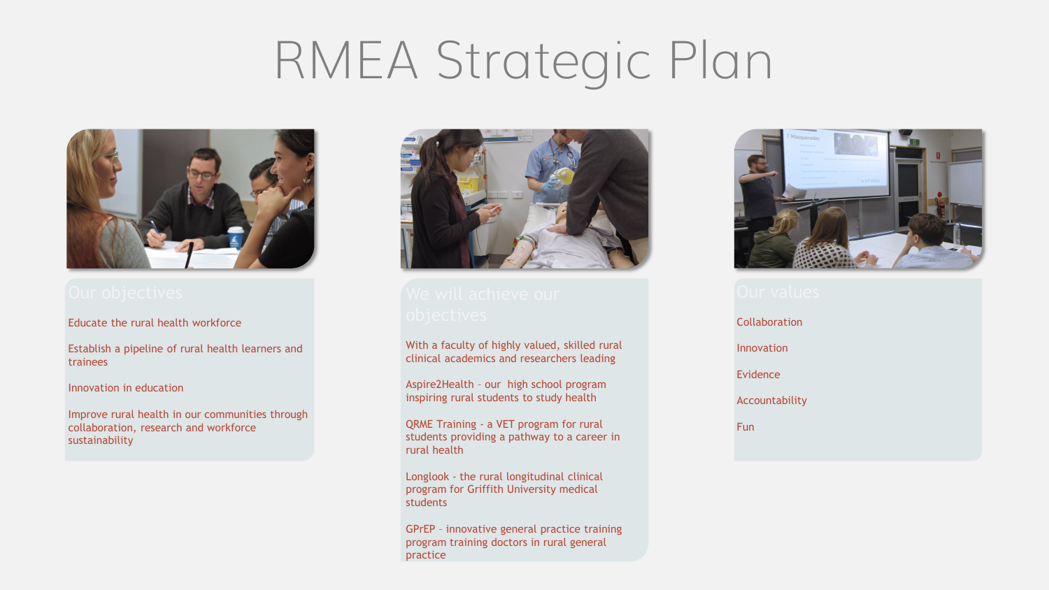# RMEA Strategic Plan

## Our objectives

Educate the rural health workforce

Establish a pipeline of rural health learners and trainees

Innovation in education

Improve rural health in our communities through collaboration, research and workforce sustainability

## We will achieve our objectives

With a faculty of highly valued, skilled rural clinical academics and researchers leading

Aspire2Health – our high school program inspiring rural students to study health

QRME Training - a VET program for rural students providing a pathway to a career in rural health

Longlook - the rural longitudinal clinical program for Griffith University medical students

GPrEP – innovative general practice training program training doctors in rural general practice

## Our values

Collaboration

Innovation

Evidence

Accountability

Fun